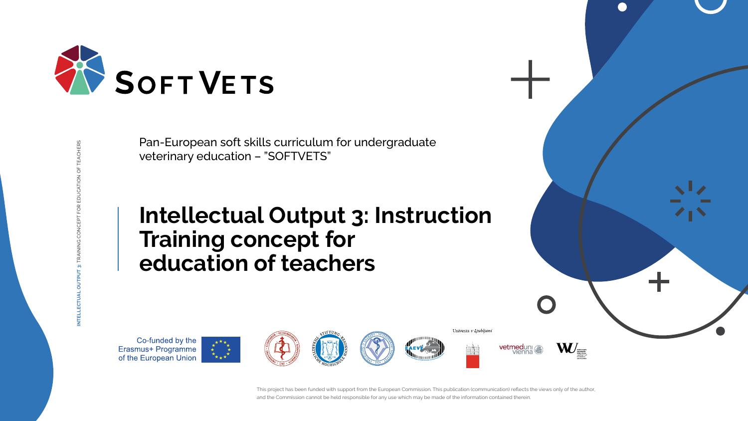# SOFTVETS

Pan-European soft skills curriculum for undergraduate veterinary education – "SOFTVETS"

# Intellectual Output 3: Instruction Training concept for education of teachers

Co-funded by the Erasmus+ Programme of the European Union

Univerza v Ljubljani

vetmeduni vienna

This project has been funded with support from the European Commission. This publication (communication) reflects the views only of the author, and the Commission cannot be held responsible for any use which may be made of the information contained therein.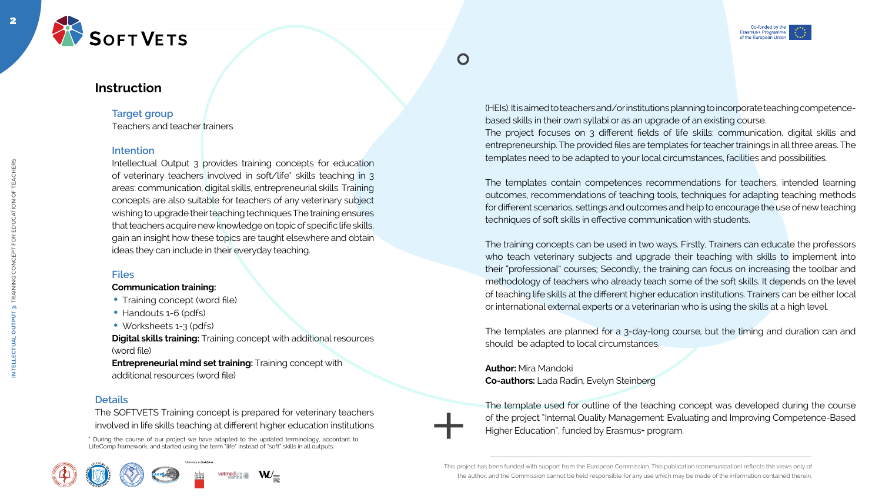# Instruction

### Target group

Teachers and teacher trainers

### Intention

Intellectual Output 3 provides training concepts for education of veterinary teachers involved in soft/life* skills teaching in 3 areas: communication, digital skills, entrepreneurial skills. Training concepts are also suitable for teachers of any veterinary subject wishing to upgrade their teaching techniques The training ensures that teachers acquire new knowledge on topic of specific life skills, gain an insight how these topics are taught elsewhere and obtain ideas they can include in their everyday teaching.

### Files

**Communication training:**

- Training concept (word file)
- Handouts 1-6 (pdfs)
- Worksheets 1-3 (pdfs)

**Digital skills training:** Training concept with additional resources (word file)

**Entrepreneurial mind set training:** Training concept with additional resources (word file)

### Details

The SOFTVETS Training concept is prepared for veterinary teachers involved in life skills teaching at different higher education institutions (HEIs). It is aimed to teachers and/or institutions planning to incorporate teaching competence-based skills in their own syllabi or as an upgrade of an existing course.

The project focuses on 3 different fields of life skills: communication, digital skills and entrepreneurship. The provided files are templates for teacher trainings in all three areas. The templates need to be adapted to your local circumstances, facilities and possibilities.

The templates contain competences recommendations for teachers, intended learning outcomes, recommendations of teaching tools, techniques for adapting teaching methods for different scenarios, settings and outcomes and help to encourage the use of new teaching techniques of soft skills in effective communication with students.

The training concepts can be used in two ways. Firstly, Trainers can educate the professors who teach veterinary subjects and upgrade their teaching with skills to implement into their "professional" courses; Secondly, the training can focus on increasing the toolbar and methodology of teachers who already teach some of the soft skills. It depends on the level of teaching life skills at the different higher education institutions. Trainers can be either local or international external experts or a veterinarian who is using the skills at a high level.

The templates are planned for a 3-day-long course, but the timing and duration can and should be adapted to local circumstances.

**Author:** Mira Mandoki

**Co-authors:** Lada Radin, Evelyn Steinberg

The template used for outline of the teaching concept was developed during the course of the project "Internal Quality Management: Evaluating and Improving Competence-Based Higher Education", funded by Erasmus+ program.

* During the course of our project we have adapted to the updated terminology, accordant to LifeComp framework, and started using the term "life" instead of "soft" skills in all outputs.

This project has been funded with support from the European Commission. This publication (communication) reflects the views only of the author, and the Commission cannot be held responsible for any use which may be made of the information contained therein.